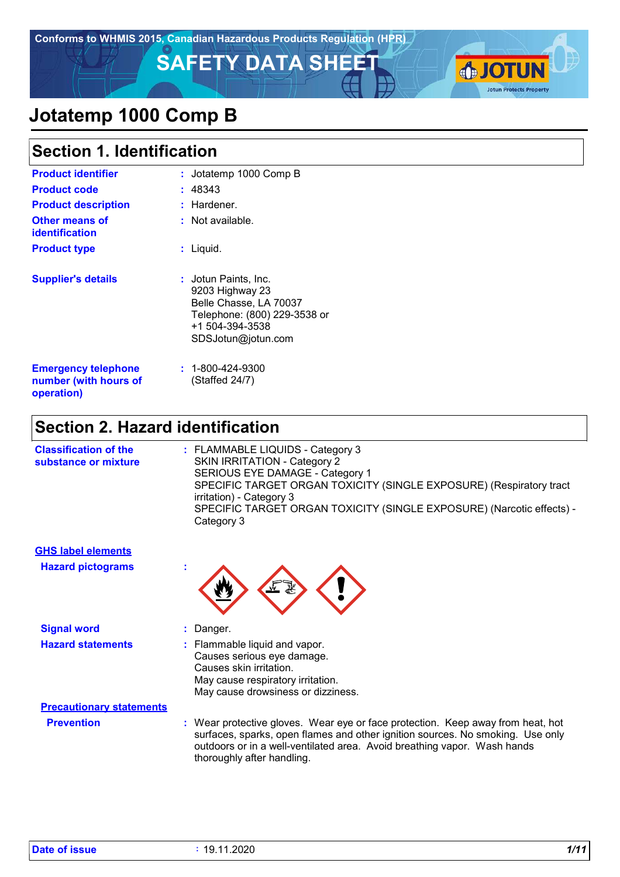Conforms to WHMIS 2015, Canadian Hazardous Products Regulation (HPR)

# SAFETY DATA SHEET

# Jotatemp 1000 Comp B

## Section 1. Identification

| | |
|---|---|
| **Product identifier** | : Jotatemp 1000 Comp B |
| **Product code** | : 48343 |
| **Product description** | : Hardener. |
| **Other means of identification** | : Not available. |
| **Product type** | : Liquid. |
| **Supplier's details** | : Jotun Paints, Inc.<br>9203 Highway 23<br>Belle Chasse, LA 70037<br>Telephone: (800) 229-3538 or<br>+1 504-394-3538<br>SDSJotun@jotun.com |
| **Emergency telephone number (with hours of operation)** | : 1-800-424-9300<br>(Staffed 24/7) |

## Section 2. Hazard identification

**Classification of the substance or mixture** : FLAMMABLE LIQUIDS - Category 3
SKIN IRRITATION - Category 2
SERIOUS EYE DAMAGE - Category 1
SPECIFIC TARGET ORGAN TOXICITY (SINGLE EXPOSURE) (Respiratory tract irritation) - Category 3
SPECIFIC TARGET ORGAN TOXICITY (SINGLE EXPOSURE) (Narcotic effects) - Category 3

**GHS label elements**

**Hazard pictograms** :

**Signal word** : Danger.

**Hazard statements** : Flammable liquid and vapor.
Causes serious eye damage.
Causes skin irritation.
May cause respiratory irritation.
May cause drowsiness or dizziness.

**Precautionary statements**

**Prevention** : Wear protective gloves. Wear eye or face protection. Keep away from heat, hot surfaces, sparks, open flames and other ignition sources. No smoking. Use only outdoors or in a well-ventilated area. Avoid breathing vapor. Wash hands thoroughly after handling.

**Date of issue** : 19.11.2020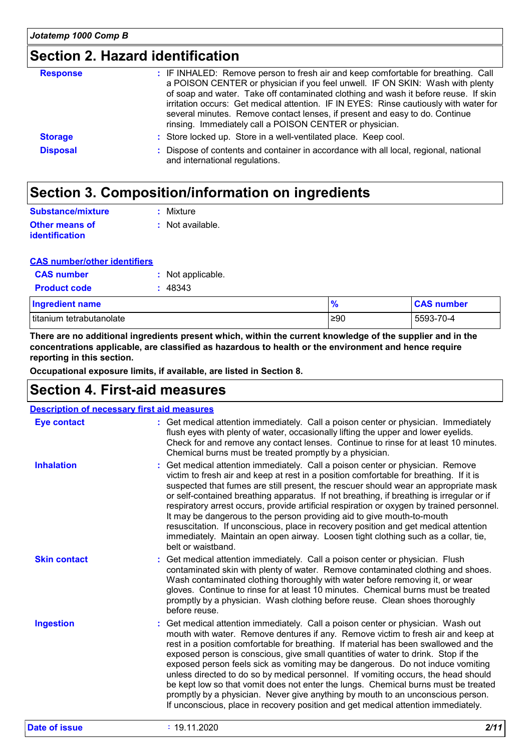## Section 2. Hazard identification

**Response** : IF INHALED: Remove person to fresh air and keep comfortable for breathing. Call a POISON CENTER or physician if you feel unwell. IF ON SKIN: Wash with plenty of soap and water. Take off contaminated clothing and wash it before reuse. If skin irritation occurs: Get medical attention. IF IN EYES: Rinse cautiously with water for several minutes. Remove contact lenses, if present and easy to do. Continue rinsing. Immediately call a POISON CENTER or physician.

**Storage** : Store locked up. Store in a well-ventilated place. Keep cool.

**Disposal** : Dispose of contents and container in accordance with all local, regional, national and international regulations.

## Section 3. Composition/information on ingredients

**Substance/mixture** : Mixture

**Other means of identification** : Not available.

**CAS number/other identifiers**

**CAS number** : Not applicable.

**Product code** : 48343

| Ingredient name | % | CAS number |
|---|---|---|
| titanium tetrabutanolate | ≥90 | 5593-70-4 |

**There are no additional ingredients present which, within the current knowledge of the supplier and in the concentrations applicable, are classified as hazardous to health or the environment and hence require reporting in this section.**

**Occupational exposure limits, if available, are listed in Section 8.**

## Section 4. First-aid measures

**Description of necessary first aid measures**

**Eye contact** : Get medical attention immediately. Call a poison center or physician. Immediately flush eyes with plenty of water, occasionally lifting the upper and lower eyelids. Check for and remove any contact lenses. Continue to rinse for at least 10 minutes. Chemical burns must be treated promptly by a physician.

**Inhalation** : Get medical attention immediately. Call a poison center or physician. Remove victim to fresh air and keep at rest in a position comfortable for breathing. If it is suspected that fumes are still present, the rescuer should wear an appropriate mask or self-contained breathing apparatus. If not breathing, if breathing is irregular or if respiratory arrest occurs, provide artificial respiration or oxygen by trained personnel. It may be dangerous to the person providing aid to give mouth-to-mouth resuscitation. If unconscious, place in recovery position and get medical attention immediately. Maintain an open airway. Loosen tight clothing such as a collar, tie, belt or waistband.

**Skin contact** : Get medical attention immediately. Call a poison center or physician. Flush contaminated skin with plenty of water. Remove contaminated clothing and shoes. Wash contaminated clothing thoroughly with water before removing it, or wear gloves. Continue to rinse for at least 10 minutes. Chemical burns must be treated promptly by a physician. Wash clothing before reuse. Clean shoes thoroughly before reuse.

**Ingestion** : Get medical attention immediately. Call a poison center or physician. Wash out mouth with water. Remove dentures if any. Remove victim to fresh air and keep at rest in a position comfortable for breathing. If material has been swallowed and the exposed person is conscious, give small quantities of water to drink. Stop if the exposed person feels sick as vomiting may be dangerous. Do not induce vomiting unless directed to do so by medical personnel. If vomiting occurs, the head should be kept low so that vomit does not enter the lungs. Chemical burns must be treated promptly by a physician. Never give anything by mouth to an unconscious person. If unconscious, place in recovery position and get medical attention immediately.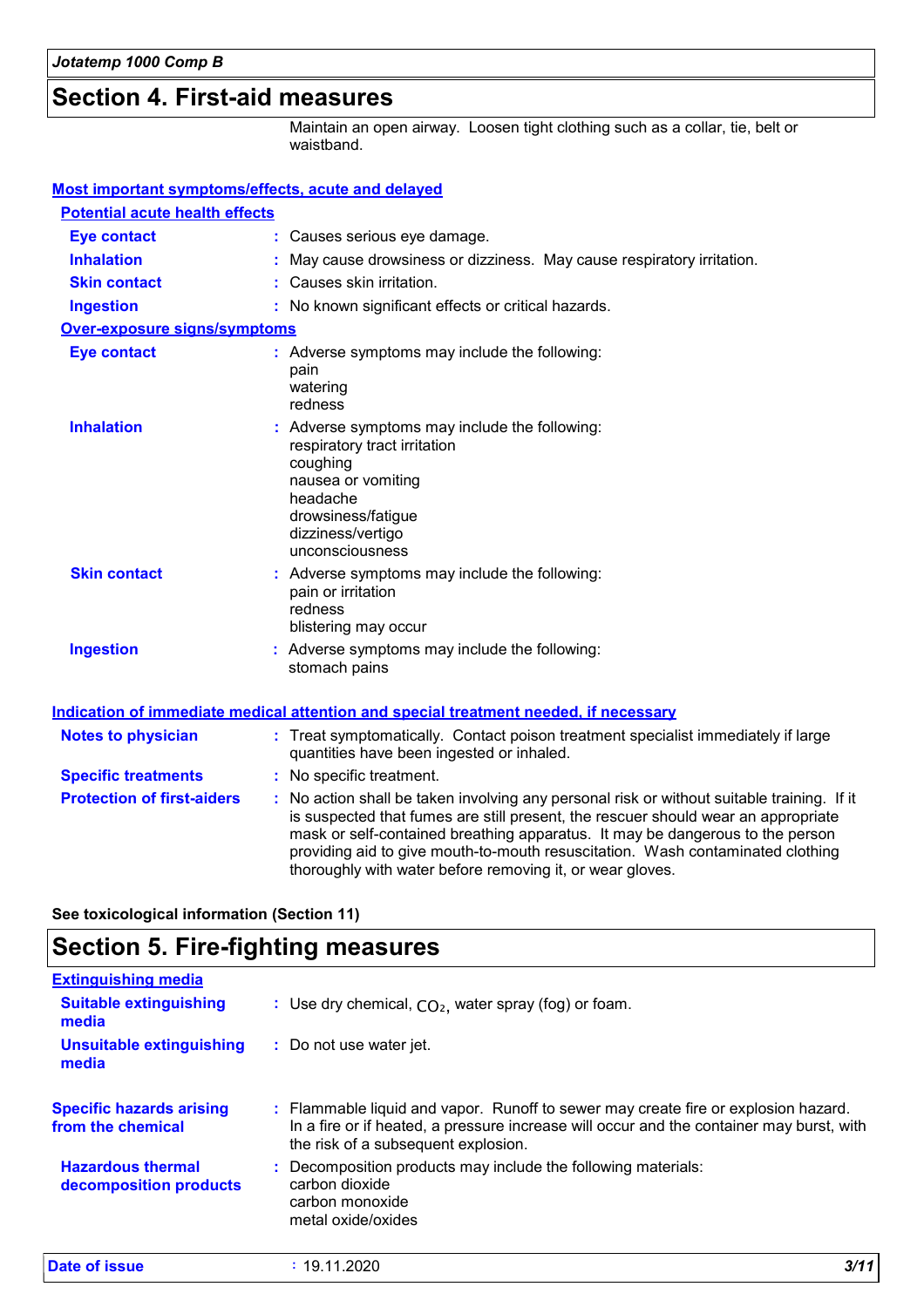## Section 4. First-aid measures

Maintain an open airway. Loosen tight clothing such as a collar, tie, belt or waistband.

**Most important symptoms/effects, acute and delayed**

**Potential acute health effects**

| | |
|---|---|
| **Eye contact** | : Causes serious eye damage. |
| **Inhalation** | : May cause drowsiness or dizziness. May cause respiratory irritation. |
| **Skin contact** | : Causes skin irritation. |
| **Ingestion** | : No known significant effects or critical hazards. |

**Over-exposure signs/symptoms**

| | |
|---|---|
| **Eye contact** | : Adverse symptoms may include the following:<br>pain<br>watering<br>redness |
| **Inhalation** | : Adverse symptoms may include the following:<br>respiratory tract irritation<br>coughing<br>nausea or vomiting<br>headache<br>drowsiness/fatigue<br>dizziness/vertigo<br>unconsciousness |
| **Skin contact** | : Adverse symptoms may include the following:<br>pain or irritation<br>redness<br>blistering may occur |
| **Ingestion** | : Adverse symptoms may include the following:<br>stomach pains |

**Indication of immediate medical attention and special treatment needed, if necessary**

| | |
|---|---|
| **Notes to physician** | : Treat symptomatically. Contact poison treatment specialist immediately if large quantities have been ingested or inhaled. |
| **Specific treatments** | : No specific treatment. |
| **Protection of first-aiders** | : No action shall be taken involving any personal risk or without suitable training. If it is suspected that fumes are still present, the rescuer should wear an appropriate mask or self-contained breathing apparatus. It may be dangerous to the person providing aid to give mouth-to-mouth resuscitation. Wash contaminated clothing thoroughly with water before removing it, or wear gloves. |

**See toxicological information (Section 11)**

## Section 5. Fire-fighting measures

**Extinguishing media**

| | |
|---|---|
| **Suitable extinguishing media** | : Use dry chemical, $CO_2$, water spray (fog) or foam. |
| **Unsuitable extinguishing media** | : Do not use water jet. |

| | |
|---|---|
| **Specific hazards arising from the chemical** | : Flammable liquid and vapor. Runoff to sewer may create fire or explosion hazard. In a fire or if heated, a pressure increase will occur and the container may burst, with the risk of a subsequent explosion. |
| **Hazardous thermal decomposition products** | : Decomposition products may include the following materials:<br>carbon dioxide<br>carbon monoxide<br>metal oxide/oxides |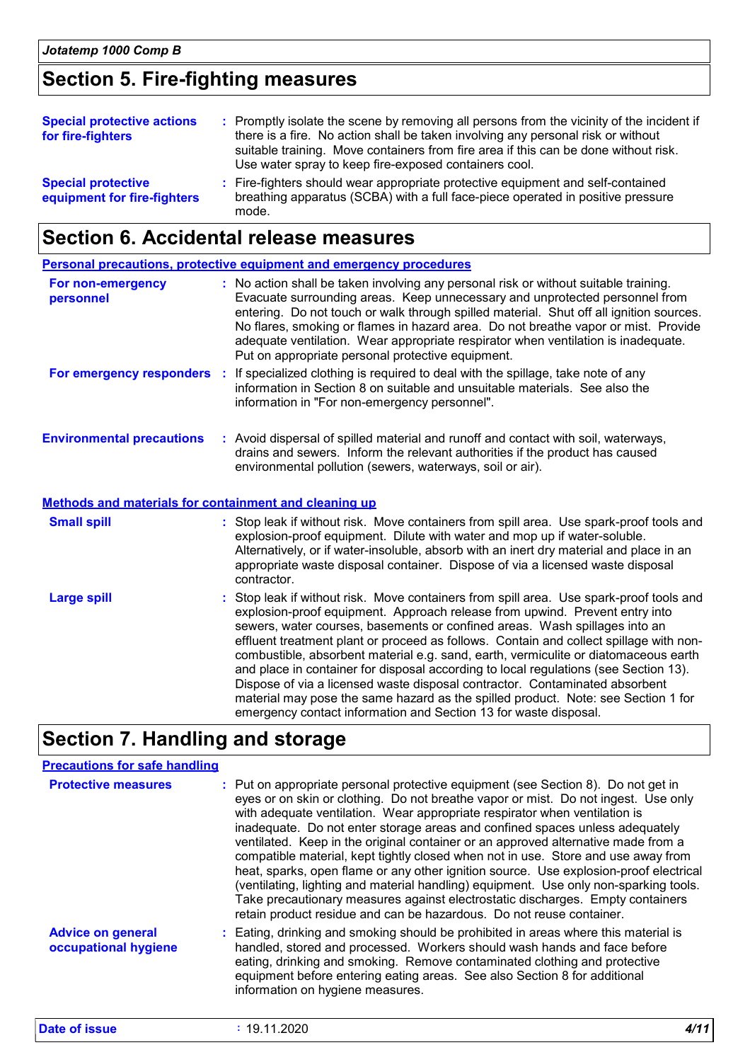## Section 5. Fire-fighting measures

| | |
|---|---|
| **Special protective actions for fire-fighters** | Promptly isolate the scene by removing all persons from the vicinity of the incident if there is a fire. No action shall be taken involving any personal risk or without suitable training. Move containers from fire area if this can be done without risk. Use water spray to keep fire-exposed containers cool. |
| **Special protective equipment for fire-fighters** | Fire-fighters should wear appropriate protective equipment and self-contained breathing apparatus (SCBA) with a full face-piece operated in positive pressure mode. |

## Section 6. Accidental release measures

### Personal precautions, protective equipment and emergency procedures

| | |
|---|---|
| **For non-emergency personnel** | No action shall be taken involving any personal risk or without suitable training. Evacuate surrounding areas. Keep unnecessary and unprotected personnel from entering. Do not touch or walk through spilled material. Shut off all ignition sources. No flares, smoking or flames in hazard area. Do not breathe vapor or mist. Provide adequate ventilation. Wear appropriate respirator when ventilation is inadequate. Put on appropriate personal protective equipment. |
| **For emergency responders** | If specialized clothing is required to deal with the spillage, take note of any information in Section 8 on suitable and unsuitable materials. See also the information in "For non-emergency personnel". |
| **Environmental precautions** | Avoid dispersal of spilled material and runoff and contact with soil, waterways, drains and sewers. Inform the relevant authorities if the product has caused environmental pollution (sewers, waterways, soil or air). |

### Methods and materials for containment and cleaning up

| | |
|---|---|
| **Small spill** | Stop leak if without risk. Move containers from spill area. Use spark-proof tools and explosion-proof equipment. Dilute with water and mop up if water-soluble. Alternatively, or if water-insoluble, absorb with an inert dry material and place in an appropriate waste disposal container. Dispose of via a licensed waste disposal contractor. |
| **Large spill** | Stop leak if without risk. Move containers from spill area. Use spark-proof tools and explosion-proof equipment. Approach release from upwind. Prevent entry into sewers, water courses, basements or confined areas. Wash spillages into an effluent treatment plant or proceed as follows. Contain and collect spillage with non-combustible, absorbent material e.g. sand, earth, vermiculite or diatomaceous earth and place in container for disposal according to local regulations (see Section 13). Dispose of via a licensed waste disposal contractor. Contaminated absorbent material may pose the same hazard as the spilled product. Note: see Section 1 for emergency contact information and Section 13 for waste disposal. |

## Section 7. Handling and storage

### Precautions for safe handling

| | |
|---|---|
| **Protective measures** | Put on appropriate personal protective equipment (see Section 8). Do not get in eyes or on skin or clothing. Do not breathe vapor or mist. Do not ingest. Use only with adequate ventilation. Wear appropriate respirator when ventilation is inadequate. Do not enter storage areas and confined spaces unless adequately ventilated. Keep in the original container or an approved alternative made from a compatible material, kept tightly closed when not in use. Store and use away from heat, sparks, open flame or any other ignition source. Use explosion-proof electrical (ventilating, lighting and material handling) equipment. Use only non-sparking tools. Take precautionary measures against electrostatic discharges. Empty containers retain product residue and can be hazardous. Do not reuse container. |
| **Advice on general occupational hygiene** | Eating, drinking and smoking should be prohibited in areas where this material is handled, stored and processed. Workers should wash hands and face before eating, drinking and smoking. Remove contaminated clothing and protective equipment before entering eating areas. See also Section 8 for additional information on hygiene measures. |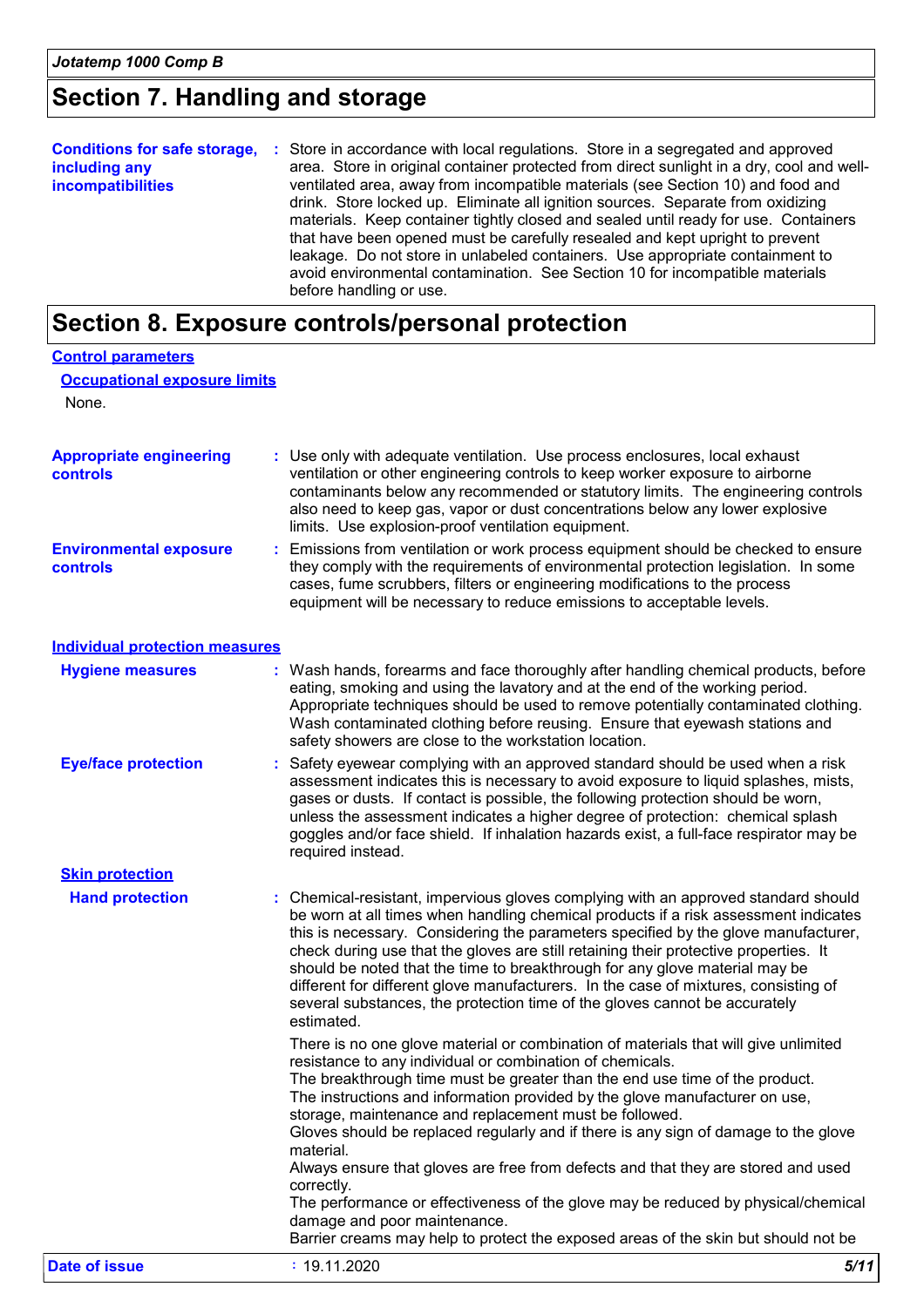## Section 7. Handling and storage

**Conditions for safe storage, including any incompatibilities** : Store in accordance with local regulations. Store in a segregated and approved area. Store in original container protected from direct sunlight in a dry, cool and well-ventilated area, away from incompatible materials (see Section 10) and food and drink. Store locked up. Eliminate all ignition sources. Separate from oxidizing materials. Keep container tightly closed and sealed until ready for use. Containers that have been opened must be carefully resealed and kept upright to prevent leakage. Do not store in unlabeled containers. Use appropriate containment to avoid environmental contamination. See Section 10 for incompatible materials before handling or use.

## Section 8. Exposure controls/personal protection

### Control parameters

#### Occupational exposure limits

None.

**Appropriate engineering controls** : Use only with adequate ventilation. Use process enclosures, local exhaust ventilation or other engineering controls to keep worker exposure to airborne contaminants below any recommended or statutory limits. The engineering controls also need to keep gas, vapor or dust concentrations below any lower explosive limits. Use explosion-proof ventilation equipment.

**Environmental exposure controls** : Emissions from ventilation or work process equipment should be checked to ensure they comply with the requirements of environmental protection legislation. In some cases, fume scrubbers, filters or engineering modifications to the process equipment will be necessary to reduce emissions to acceptable levels.

### Individual protection measures

**Hygiene measures** : Wash hands, forearms and face thoroughly after handling chemical products, before eating, smoking and using the lavatory and at the end of the working period. Appropriate techniques should be used to remove potentially contaminated clothing. Wash contaminated clothing before reusing. Ensure that eyewash stations and safety showers are close to the workstation location.

**Eye/face protection** : Safety eyewear complying with an approved standard should be used when a risk assessment indicates this is necessary to avoid exposure to liquid splashes, mists, gases or dusts. If contact is possible, the following protection should be worn, unless the assessment indicates a higher degree of protection: chemical splash goggles and/or face shield. If inhalation hazards exist, a full-face respirator may be required instead.

#### Skin protection

**Hand protection** : Chemical-resistant, impervious gloves complying with an approved standard should be worn at all times when handling chemical products if a risk assessment indicates this is necessary. Considering the parameters specified by the glove manufacturer, check during use that the gloves are still retaining their protective properties. It should be noted that the time to breakthrough for any glove material may be different for different glove manufacturers. In the case of mixtures, consisting of several substances, the protection time of the gloves cannot be accurately estimated.

There is no one glove material or combination of materials that will give unlimited resistance to any individual or combination of chemicals.
The breakthrough time must be greater than the end use time of the product.
The instructions and information provided by the glove manufacturer on use, storage, maintenance and replacement must be followed.
Gloves should be replaced regularly and if there is any sign of damage to the glove material.
Always ensure that gloves are free from defects and that they are stored and used correctly.
The performance or effectiveness of the glove may be reduced by physical/chemical damage and poor maintenance.
Barrier creams may help to protect the exposed areas of the skin but should not be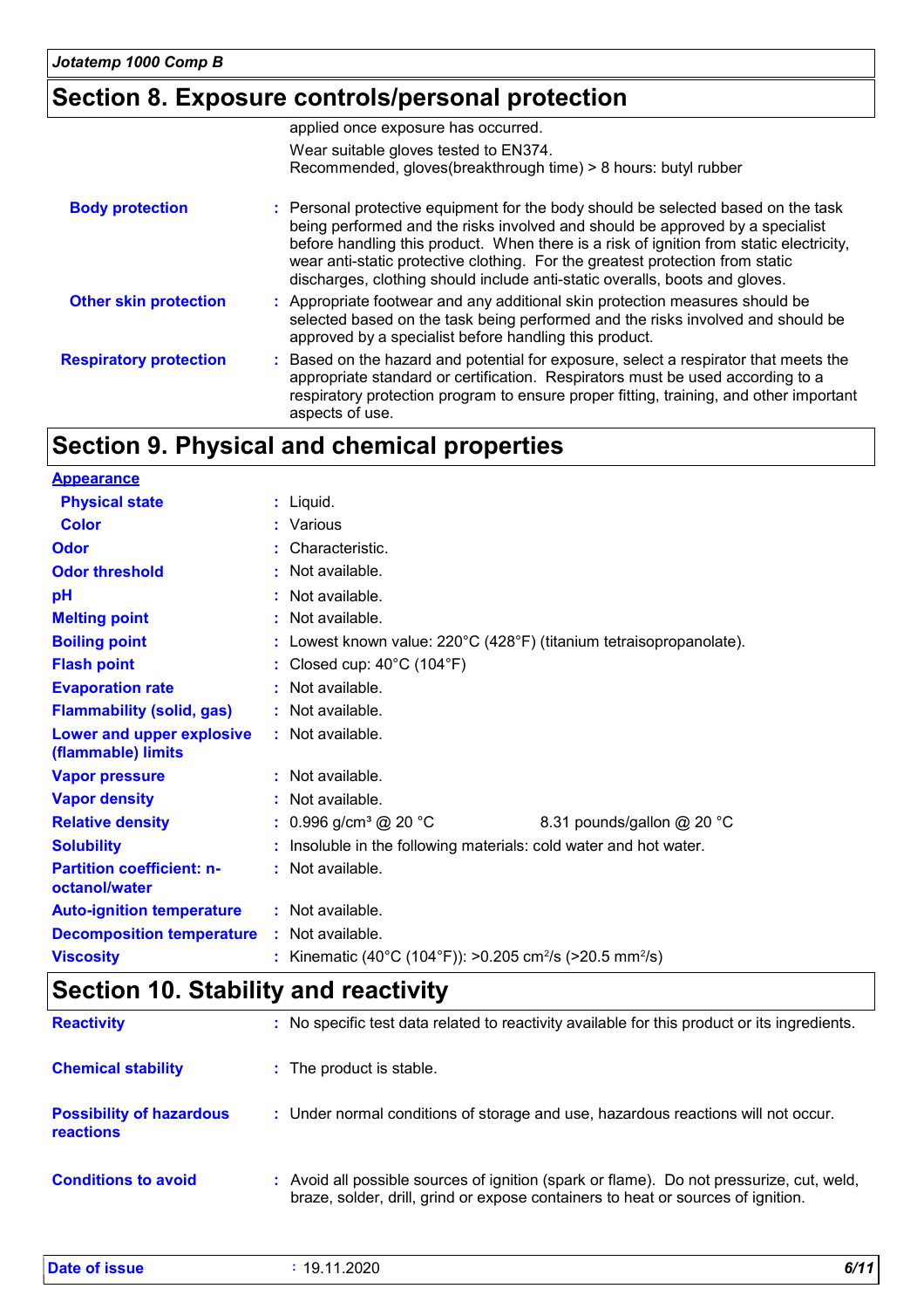## Section 8. Exposure controls/personal protection

applied once exposure has occurred.

Wear suitable gloves tested to EN374.
Recommended, gloves(breakthrough time) > 8 hours: butyl rubber

| | |
|---|---|
| **Body protection** | : Personal protective equipment for the body should be selected based on the task being performed and the risks involved and should be approved by a specialist before handling this product. When there is a risk of ignition from static electricity, wear anti-static protective clothing. For the greatest protection from static discharges, clothing should include anti-static overalls, boots and gloves. |
| **Other skin protection** | : Appropriate footwear and any additional skin protection measures should be selected based on the task being performed and the risks involved and should be approved by a specialist before handling this product. |
| **Respiratory protection** | : Based on the hazard and potential for exposure, select a respirator that meets the appropriate standard or certification. Respirators must be used according to a respiratory protection program to ensure proper fitting, training, and other important aspects of use. |

## Section 9. Physical and chemical properties

**Appearance**

| | |
|---|---|
| **Physical state** | : Liquid. |
| **Color** | : Various |
| **Odor** | : Characteristic. |
| **Odor threshold** | : Not available. |
| **pH** | : Not available. |
| **Melting point** | : Not available. |
| **Boiling point** | : Lowest known value: 220°C (428°F) (titanium tetraisopropanolate). |
| **Flash point** | : Closed cup: 40°C (104°F) |
| **Evaporation rate** | : Not available. |
| **Flammability (solid, gas)** | : Not available. |
| **Lower and upper explosive (flammable) limits** | : Not available. |
| **Vapor pressure** | : Not available. |
| **Vapor density** | : Not available. |
| **Relative density** | : 0.996 g/cm³ @ 20 °C     8.31 pounds/gallon @ 20 °C |
| **Solubility** | : Insoluble in the following materials: cold water and hot water. |
| **Partition coefficient: n-octanol/water** | : Not available. |
| **Auto-ignition temperature** | : Not available. |
| **Decomposition temperature** | : Not available. |
| **Viscosity** | : Kinematic (40°C (104°F)): >0.205 $cm^2/s$ (>20.5 $mm^2/s$) |

## Section 10. Stability and reactivity

| | |
|---|---|
| **Reactivity** | : No specific test data related to reactivity available for this product or its ingredients. |
| **Chemical stability** | : The product is stable. |
| **Possibility of hazardous reactions** | : Under normal conditions of storage and use, hazardous reactions will not occur. |
| **Conditions to avoid** | : Avoid all possible sources of ignition (spark or flame). Do not pressurize, cut, weld, braze, solder, drill, grind or expose containers to heat or sources of ignition. |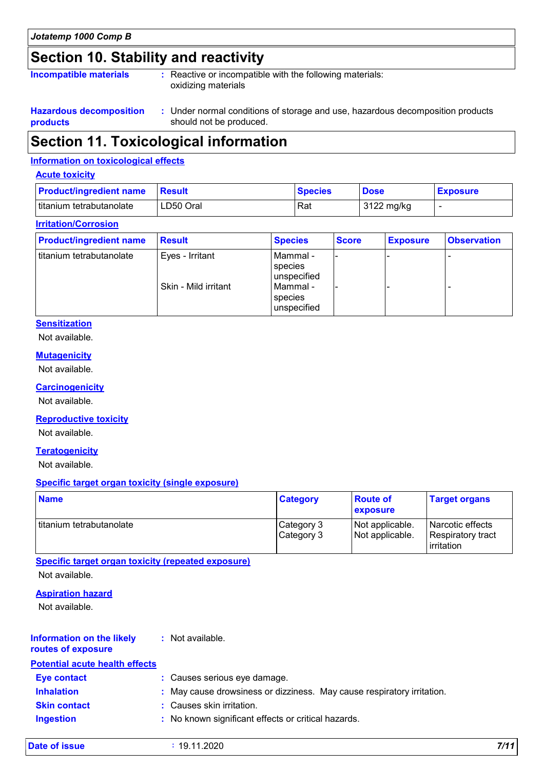## Section 10. Stability and reactivity

**Incompatible materials** : Reactive or incompatible with the following materials: oxidizing materials

**Hazardous decomposition products** : Under normal conditions of storage and use, hazardous decomposition products should not be produced.

## Section 11. Toxicological information

### Information on toxicological effects

#### Acute toxicity

| Product/ingredient name | Result | Species | Dose | Exposure |
|---|---|---|---|---|
| titanium tetrabutanolate | LD50 Oral | Rat | 3122 mg/kg | - |

#### Irritation/Corrosion

| Product/ingredient name | Result | Species | Score | Exposure | Observation |
|---|---|---|---|---|---|
| titanium tetrabutanolate | Eyes - Irritant | Mammal - species unspecified | - | - | - |
| | Skin - Mild irritant | Mammal - species unspecified | - | - | - |

#### Sensitization

Not available.

#### Mutagenicity

Not available.

#### Carcinogenicity

Not available.

#### Reproductive toxicity

Not available.

#### Teratogenicity

Not available.

#### Specific target organ toxicity (single exposure)

| Name | Category | Route of exposure | Target organs |
|---|---|---|---|
| titanium tetrabutanolate | Category 3 | Not applicable. | Narcotic effects |
| | Category 3 | Not applicable. | Respiratory tract irritation |

#### Specific target organ toxicity (repeated exposure)

Not available.

#### Aspiration hazard

Not available.

**Information on the likely routes of exposure** : Not available.

**Potential acute health effects**

**Eye contact** : Causes serious eye damage.

**Inhalation** : May cause drowsiness or dizziness. May cause respiratory irritation.

**Skin contact** : Causes skin irritation.

**Ingestion** : No known significant effects or critical hazards.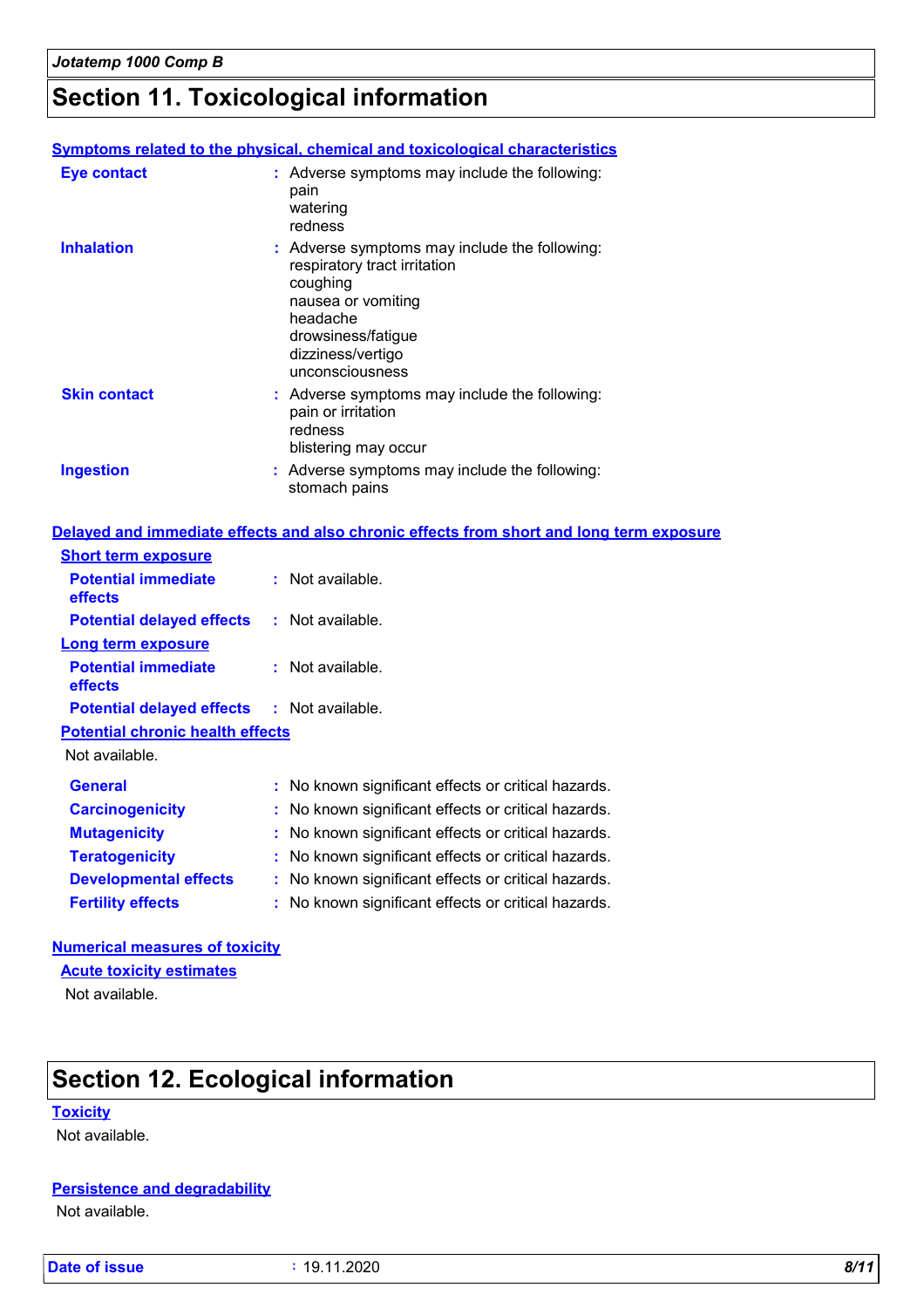# Section 11. Toxicological information

### Symptoms related to the physical, chemical and toxicological characteristics

**Eye contact** : Adverse symptoms may include the following:
pain
watering
redness

**Inhalation** : Adverse symptoms may include the following:
respiratory tract irritation
coughing
nausea or vomiting
headache
drowsiness/fatigue
dizziness/vertigo
unconsciousness

**Skin contact** : Adverse symptoms may include the following:
pain or irritation
redness
blistering may occur

**Ingestion** : Adverse symptoms may include the following:
stomach pains

### Delayed and immediate effects and also chronic effects from short and long term exposure

**Short term exposure**

**Potential immediate effects** : Not available.

**Potential delayed effects** : Not available.

**Long term exposure**

**Potential immediate effects** : Not available.

**Potential delayed effects** : Not available.

**Potential chronic health effects**

Not available.

**General** : No known significant effects or critical hazards.

**Carcinogenicity** : No known significant effects or critical hazards.

**Mutagenicity** : No known significant effects or critical hazards.

**Teratogenicity** : No known significant effects or critical hazards.

**Developmental effects** : No known significant effects or critical hazards.

**Fertility effects** : No known significant effects or critical hazards.

### Numerical measures of toxicity

**Acute toxicity estimates**

Not available.

# Section 12. Ecological information

### Toxicity

Not available.

### Persistence and degradability

Not available.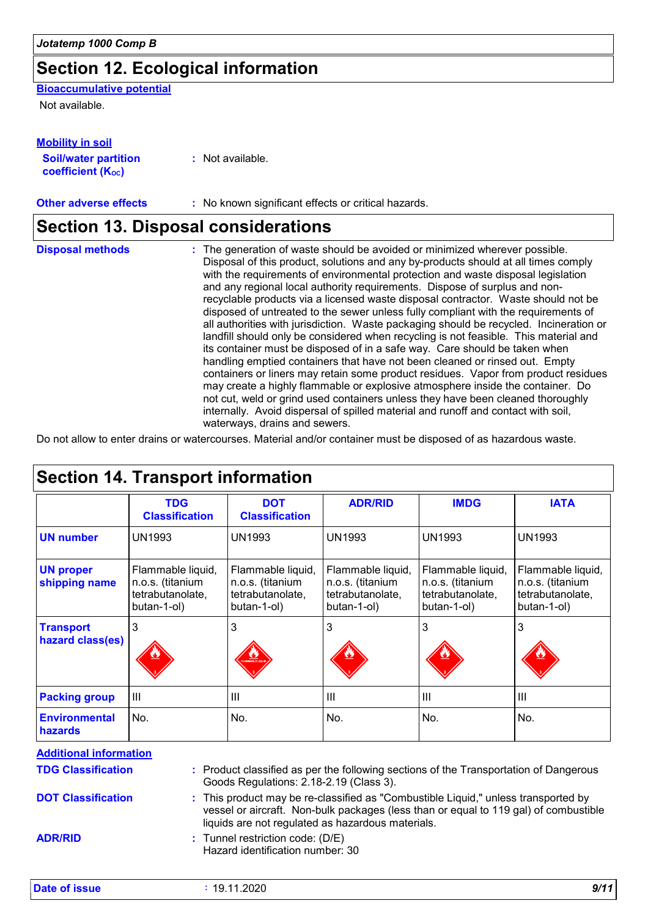## Section 12. Ecological information

**Bioaccumulative potential**

Not available.

**Mobility in soil**

**Soil/water partition coefficient ($K_{OC}$)** : Not available.

**Other adverse effects** : No known significant effects or critical hazards.

## Section 13. Disposal considerations

**Disposal methods** : The generation of waste should be avoided or minimized wherever possible. Disposal of this product, solutions and any by-products should at all times comply with the requirements of environmental protection and waste disposal legislation and any regional local authority requirements. Dispose of surplus and non-recyclable products via a licensed waste disposal contractor. Waste should not be disposed of untreated to the sewer unless fully compliant with the requirements of all authorities with jurisdiction. Waste packaging should be recycled. Incineration or landfill should only be considered when recycling is not feasible. This material and its container must be disposed of in a safe way. Care should be taken when handling emptied containers that have not been cleaned or rinsed out. Empty containers or liners may retain some product residues. Vapor from product residues may create a highly flammable or explosive atmosphere inside the container. Do not cut, weld or grind used containers unless they have been cleaned thoroughly internally. Avoid dispersal of spilled material and runoff and contact with soil, waterways, drains and sewers.

Do not allow to enter drains or watercourses. Material and/or container must be disposed of as hazardous waste.

## Section 14. Transport information

| | TDG Classification | DOT Classification | ADR/RID | IMDG | IATA |
|---|---|---|---|---|---|
| **UN number** | UN1993 | UN1993 | UN1993 | UN1993 | UN1993 |
| **UN proper shipping name** | Flammable liquid, n.o.s. (titanium tetrabutanolate, butan-1-ol) | Flammable liquid, n.o.s. (titanium tetrabutanolate, butan-1-ol) | Flammable liquid, n.o.s. (titanium tetrabutanolate, butan-1-ol) | Flammable liquid, n.o.s. (titanium tetrabutanolate, butan-1-ol) | Flammable liquid, n.o.s. (titanium tetrabutanolate, butan-1-ol) |
| **Transport hazard class(es)** | 3 | 3 | 3 | 3 | 3 |
| **Packing group** | III | III | III | III | III |
| **Environmental hazards** | No. | No. | No. | No. | No. |

**Additional information**

**TDG Classification** : Product classified as per the following sections of the Transportation of Dangerous Goods Regulations: 2.18-2.19 (Class 3).

**DOT Classification** : This product may be re-classified as "Combustible Liquid," unless transported by vessel or aircraft. Non-bulk packages (less than or equal to 119 gal) of combustible liquids are not regulated as hazardous materials.

**ADR/RID** : Tunnel restriction code: (D/E)
Hazard identification number: 30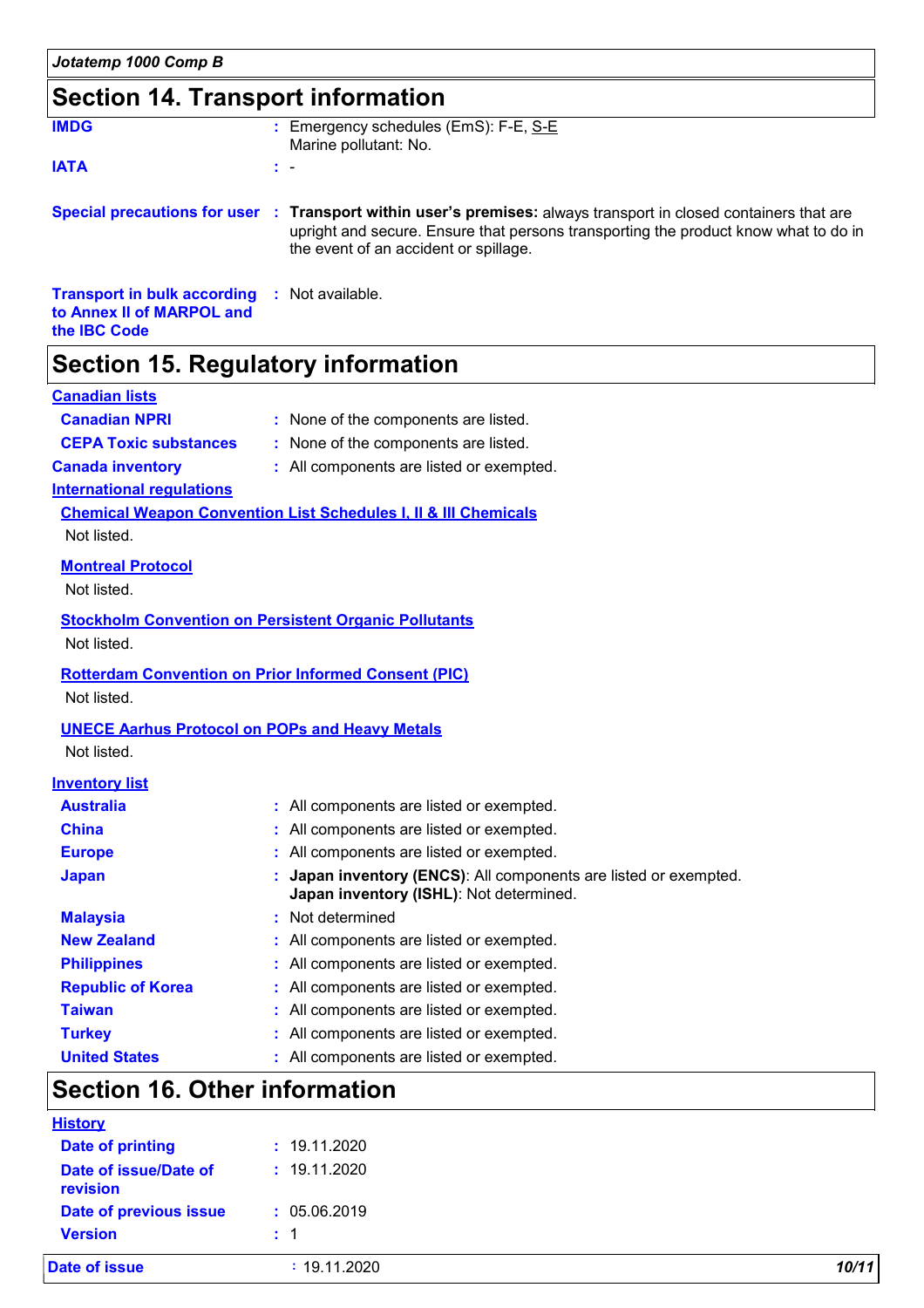## Section 14. Transport information

**IMDG** : Emergency schedules (EmS): F-E, S-E
Marine pollutant: No.

**IATA** : -

**Special precautions for user** : **Transport within user's premises:** always transport in closed containers that are upright and secure. Ensure that persons transporting the product know what to do in the event of an accident or spillage.

**Transport in bulk according to Annex II of MARPOL and the IBC Code** : Not available.

## Section 15. Regulatory information

**Canadian lists**

**Canadian NPRI** : None of the components are listed.

**CEPA Toxic substances** : None of the components are listed.

**Canada inventory** : All components are listed or exempted.

**International regulations**

**Chemical Weapon Convention List Schedules I, II & III Chemicals**

Not listed.

**Montreal Protocol**

Not listed.

**Stockholm Convention on Persistent Organic Pollutants**

Not listed.

**Rotterdam Convention on Prior Informed Consent (PIC)**

Not listed.

**UNECE Aarhus Protocol on POPs and Heavy Metals**

Not listed.

**Inventory list**

**Australia** : All components are listed or exempted.

**China** : All components are listed or exempted.

**Europe** : All components are listed or exempted.

**Japan** : **Japan inventory (ENCS)**: All components are listed or exempted.
**Japan inventory (ISHL)**: Not determined.

**Malaysia** : Not determined

**New Zealand** : All components are listed or exempted.

**Philippines** : All components are listed or exempted.

**Republic of Korea** : All components are listed or exempted.

**Taiwan** : All components are listed or exempted.

**Turkey** : All components are listed or exempted.

**United States** : All components are listed or exempted.

## Section 16. Other information

**History**

**Date of printing** : 19.11.2020

**Date of issue/Date of revision** : 19.11.2020

**Date of previous issue** : 05.06.2019

**Version** : 1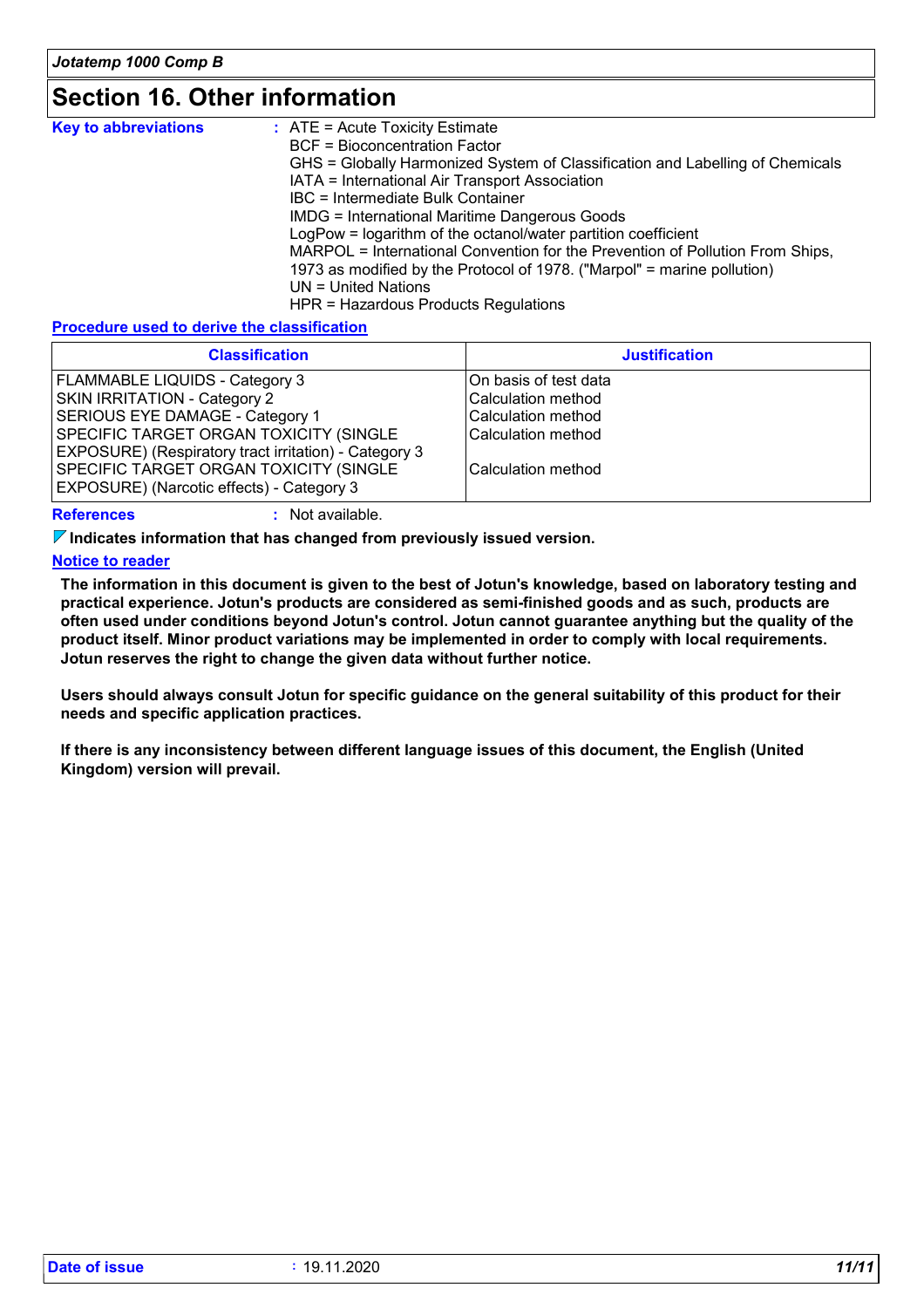# Section 16. Other information

**Key to abbreviations** : ATE = Acute Toxicity Estimate
BCF = Bioconcentration Factor
GHS = Globally Harmonized System of Classification and Labelling of Chemicals
IATA = International Air Transport Association
IBC = Intermediate Bulk Container
IMDG = International Maritime Dangerous Goods
LogPow = logarithm of the octanol/water partition coefficient
MARPOL = International Convention for the Prevention of Pollution From Ships, 1973 as modified by the Protocol of 1978. ("Marpol" = marine pollution)
UN = United Nations
HPR = Hazardous Products Regulations

**Procedure used to derive the classification**

| Classification | Justification |
|---|---|
| FLAMMABLE LIQUIDS - Category 3 | On basis of test data |
| SKIN IRRITATION - Category 2 | Calculation method |
| SERIOUS EYE DAMAGE - Category 1 | Calculation method |
| SPECIFIC TARGET ORGAN TOXICITY (SINGLE EXPOSURE) (Respiratory tract irritation) - Category 3 | Calculation method |
| SPECIFIC TARGET ORGAN TOXICITY (SINGLE EXPOSURE) (Narcotic effects) - Category 3 | Calculation method |

**References** : Not available.

**Indicates information that has changed from previously issued version.**

**Notice to reader**

**The information in this document is given to the best of Jotun's knowledge, based on laboratory testing and practical experience. Jotun's products are considered as semi-finished goods and as such, products are often used under conditions beyond Jotun's control. Jotun cannot guarantee anything but the quality of the product itself. Minor product variations may be implemented in order to comply with local requirements. Jotun reserves the right to change the given data without further notice.**

**Users should always consult Jotun for specific guidance on the general suitability of this product for their needs and specific application practices.**

**If there is any inconsistency between different language issues of this document, the English (United Kingdom) version will prevail.**